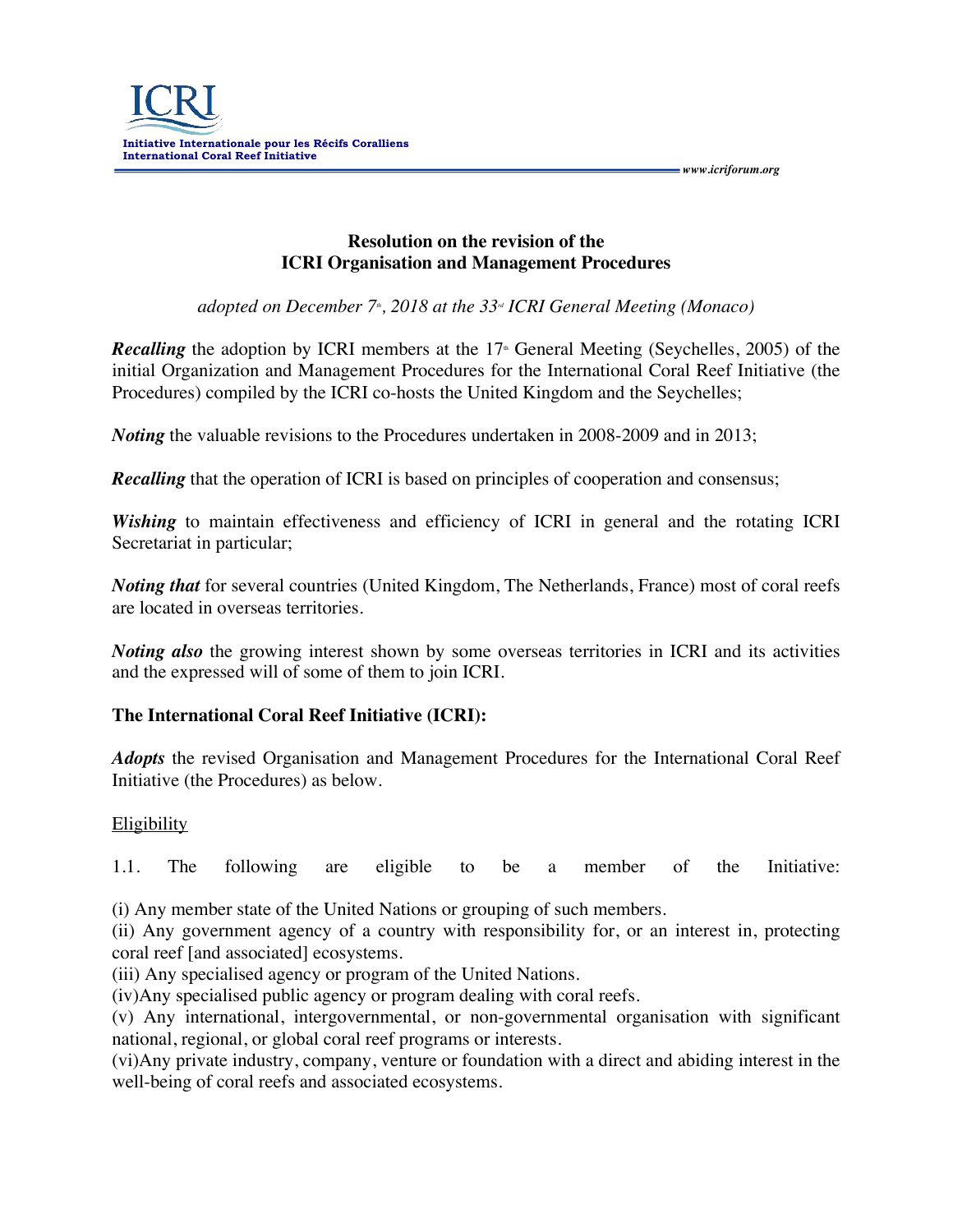ICRI

**Initiative Internationale pour les Récifs Coralliens**
**International Coral Reef Initiative**

*www.icriforum.org*

## Resolution on the revision of the ICRI Organisation and Management Procedures

*adopted on December 7th, 2018 at the 33rd ICRI General Meeting (Monaco)*

***Recalling*** the adoption by ICRI members at the 17th General Meeting (Seychelles, 2005) of the initial Organization and Management Procedures for the International Coral Reef Initiative (the Procedures) compiled by the ICRI co-hosts the United Kingdom and the Seychelles;

***Noting*** the valuable revisions to the Procedures undertaken in 2008-2009 and in 2013;

***Recalling*** that the operation of ICRI is based on principles of cooperation and consensus;

***Wishing*** to maintain effectiveness and efficiency of ICRI in general and the rotating ICRI Secretariat in particular;

***Noting that*** for several countries (United Kingdom, The Netherlands, France) most of coral reefs are located in overseas territories.

***Noting also*** the growing interest shown by some overseas territories in ICRI and its activities and the expressed will of some of them to join ICRI.

**The International Coral Reef Initiative (ICRI):**

***Adopts*** the revised Organisation and Management Procedures for the International Coral Reef Initiative (the Procedures) as below.

<u>Eligibility</u>

1.1. The following are eligible to be a member of the Initiative:

(i) Any member state of the United Nations or grouping of such members.
(ii) Any government agency of a country with responsibility for, or an interest in, protecting coral reef [and associated] ecosystems.
(iii) Any specialised agency or program of the United Nations.
(iv)Any specialised public agency or program dealing with coral reefs.
(v) Any international, intergovernmental, or non-governmental organisation with significant national, regional, or global coral reef programs or interests.
(vi)Any private industry, company, venture or foundation with a direct and abiding interest in the well-being of coral reefs and associated ecosystems.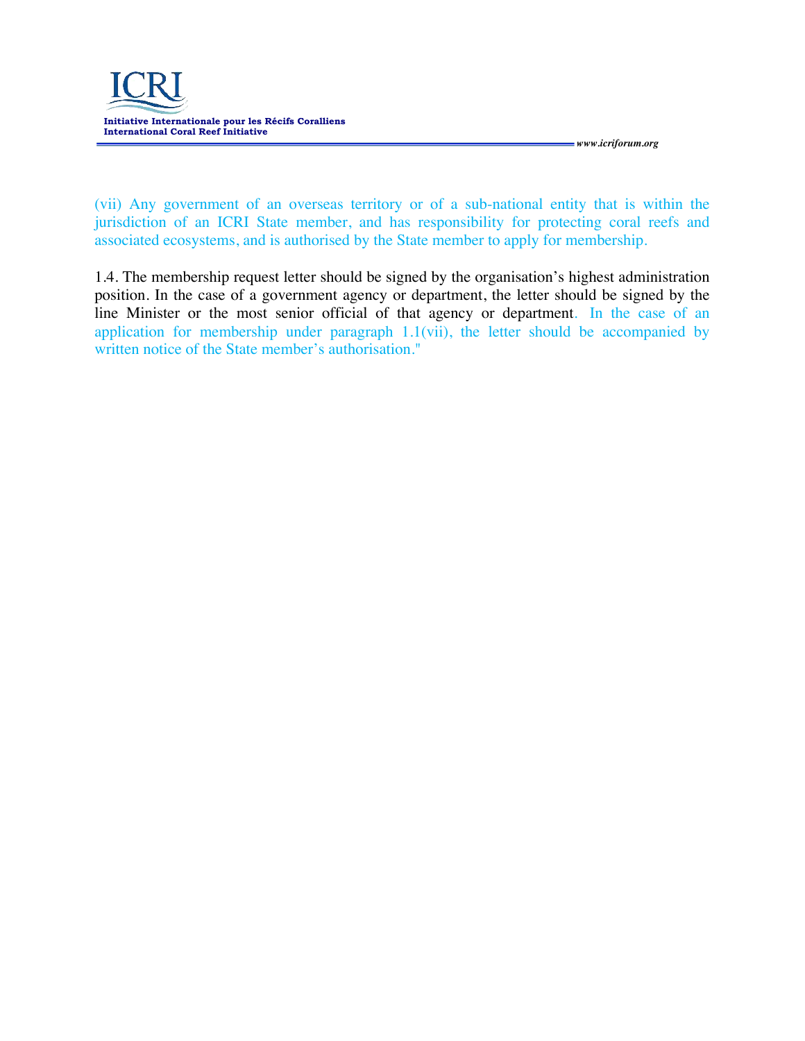(vii) Any government of an overseas territory or of a sub-national entity that is within the jurisdiction of an ICRI State member, and has responsibility for protecting coral reefs and associated ecosystems, and is authorised by the State member to apply for membership.

1.4. The membership request letter should be signed by the organisation's highest administration position. In the case of a government agency or department, the letter should be signed by the line Minister or the most senior official of that agency or department. In the case of an application for membership under paragraph 1.1(vii), the letter should be accompanied by written notice of the State member's authorisation."